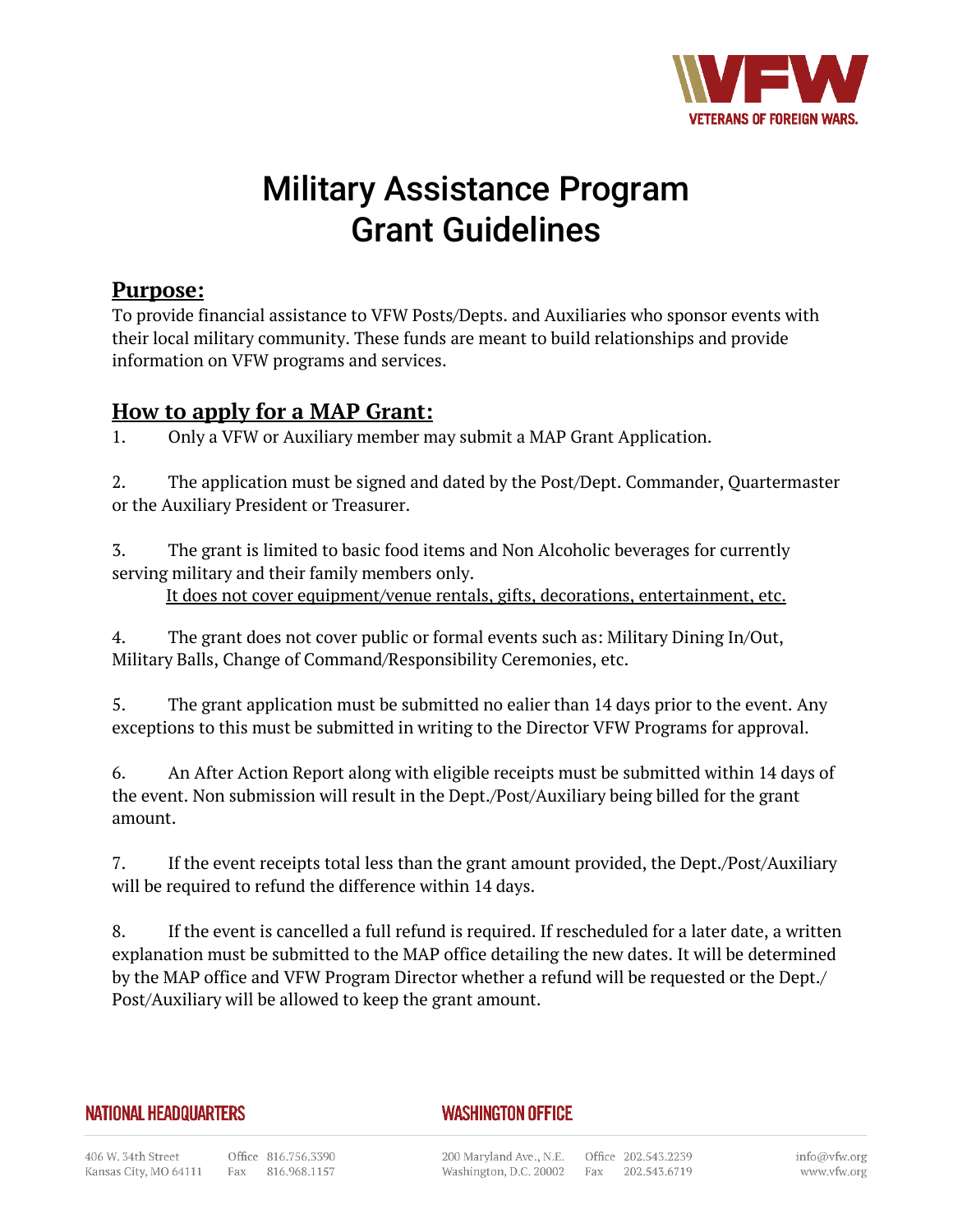# Military Assistance Program
# Grant Guidelines

## Purpose:

To provide financial assistance to VFW Posts/Depts. and Auxiliaries who sponsor events with their local military community. These funds are meant to build relationships and provide information on VFW programs and services.

## How to apply for a MAP Grant:

1. Only a VFW or Auxiliary member may submit a MAP Grant Application.

2. The application must be signed and dated by the Post/Dept. Commander, Quartermaster or the Auxiliary President or Treasurer.

3. The grant is limited to basic food items and Non Alcoholic beverages for currently serving military and their family members only.
   It does not cover equipment/venue rentals, gifts, decorations, entertainment, etc.

4. The grant does not cover public or formal events such as: Military Dining In/Out, Military Balls, Change of Command/Responsibility Ceremonies, etc.

5. The grant application must be submitted no ealier than 14 days prior to the event. Any exceptions to this must be submitted in writing to the Director VFW Programs for approval.

6. An After Action Report along with eligible receipts must be submitted within 14 days of the event. Non submission will result in the Dept./Post/Auxiliary being billed for the grant amount.

7. If the event receipts total less than the grant amount provided, the Dept./Post/Auxiliary will be required to refund the difference within 14 days.

8. If the event is cancelled a full refund is required. If rescheduled for a later date, a written explanation must be submitted to the MAP office detailing the new dates. It will be determined by the MAP office and VFW Program Director whether a refund will be requested or the Dept./Post/Auxiliary will be allowed to keep the grant amount.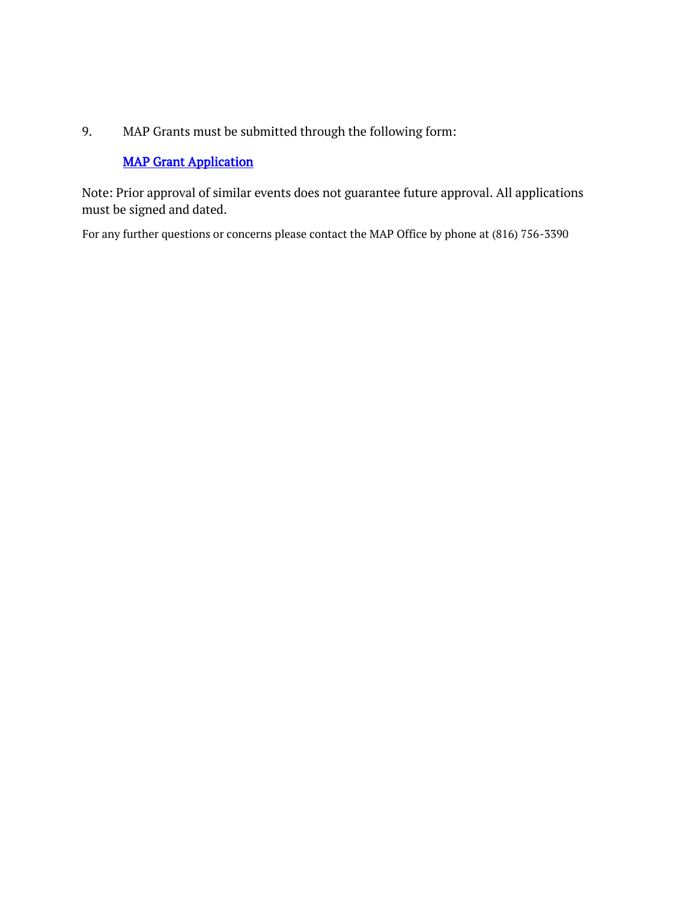9. MAP Grants must be submitted through the following form:

   [MAP Grant Application]

Note: Prior approval of similar events does not guarantee future approval. All applications must be signed and dated.

For any further questions or concerns please contact the MAP Office by phone at (816) 756-3390